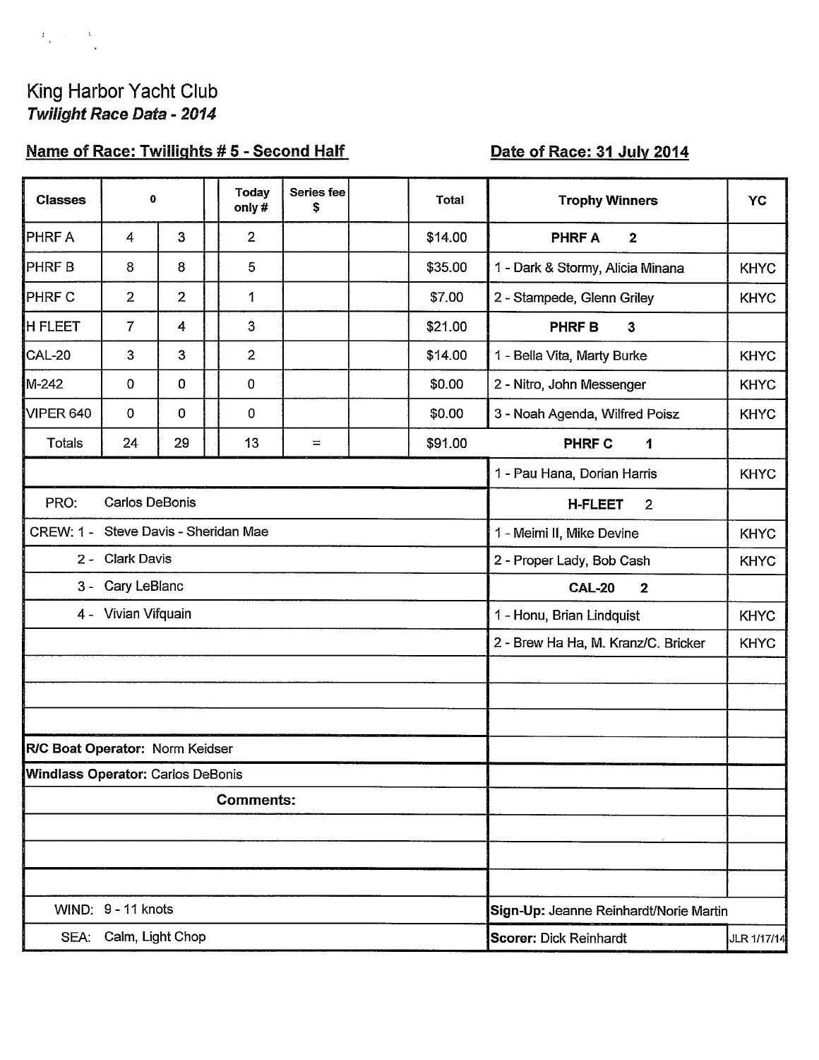King Harbor Yacht Club

***Twilight Race Data - 2014***

**Name of Race: Twillights # 5 - Second Half**

**Date of Race: 31 July 2014**

| Classes | 0 | | | Today only # | Series fee $ | | Total | Trophy Winners | YC |
|---|---|---|---|---|---|---|---|---|---|
| PHRF A | 4 | 3 | | 2 | | | $14.00 | **PHRF A 2** | |
| PHRF B | 8 | 8 | | 5 | | | $35.00 | 1 - Dark & Stormy, Alicia Minana | KHYC |
| PHRF C | 2 | 2 | | 1 | | | $7.00 | 2 - Stampede, Glenn Griley | KHYC |
| H FLEET | 7 | 4 | | 3 | | | $21.00 | **PHRF B 3** | |
| CAL-20 | 3 | 3 | | 2 | | | $14.00 | 1 - Bella Vita, Marty Burke | KHYC |
| M-242 | 0 | 0 | | 0 | | | $0.00 | 2 - Nitro, John Messenger | KHYC |
| VIPER 640 | 0 | 0 | | 0 | | | $0.00 | 3 - Noah Agenda, Wilfred Poisz | KHYC |
| Totals | 24 | 29 | | 13 | = | | $91.00 | **PHRF C 1** | |
| | | | | | | | | 1 - Pau Hana, Dorian Harris | KHYC |
| PRO: Carlos DeBonis | | | | | | | | **H-FLEET 2** | |
| CREW: 1 - Steve Davis - Sheridan Mae | | | | | | | | 1 - Meimi II, Mike Devine | KHYC |
| 2 - Clark Davis | | | | | | | | 2 - Proper Lady, Bob Cash | KHYC |
| 3 - Cary LeBlanc | | | | | | | | **CAL-20 2** | |
| 4 - Vivian Vifquain | | | | | | | | 1 - Honu, Brian Lindquist | KHYC |
| | | | | | | | | 2 - Brew Ha Ha, M. Kranz/C. Bricker | KHYC |

**R/C Boat Operator:** Norm Keidser

**Windlass Operator:** Carlos DeBonis

**Comments:**

WIND: 9 - 11 knots

SEA: Calm, Light Chop

**Sign-Up:** Jeanne Reinhardt/Norie Martin

**Scorer:** Dick Reinhardt

JLR 1/17/14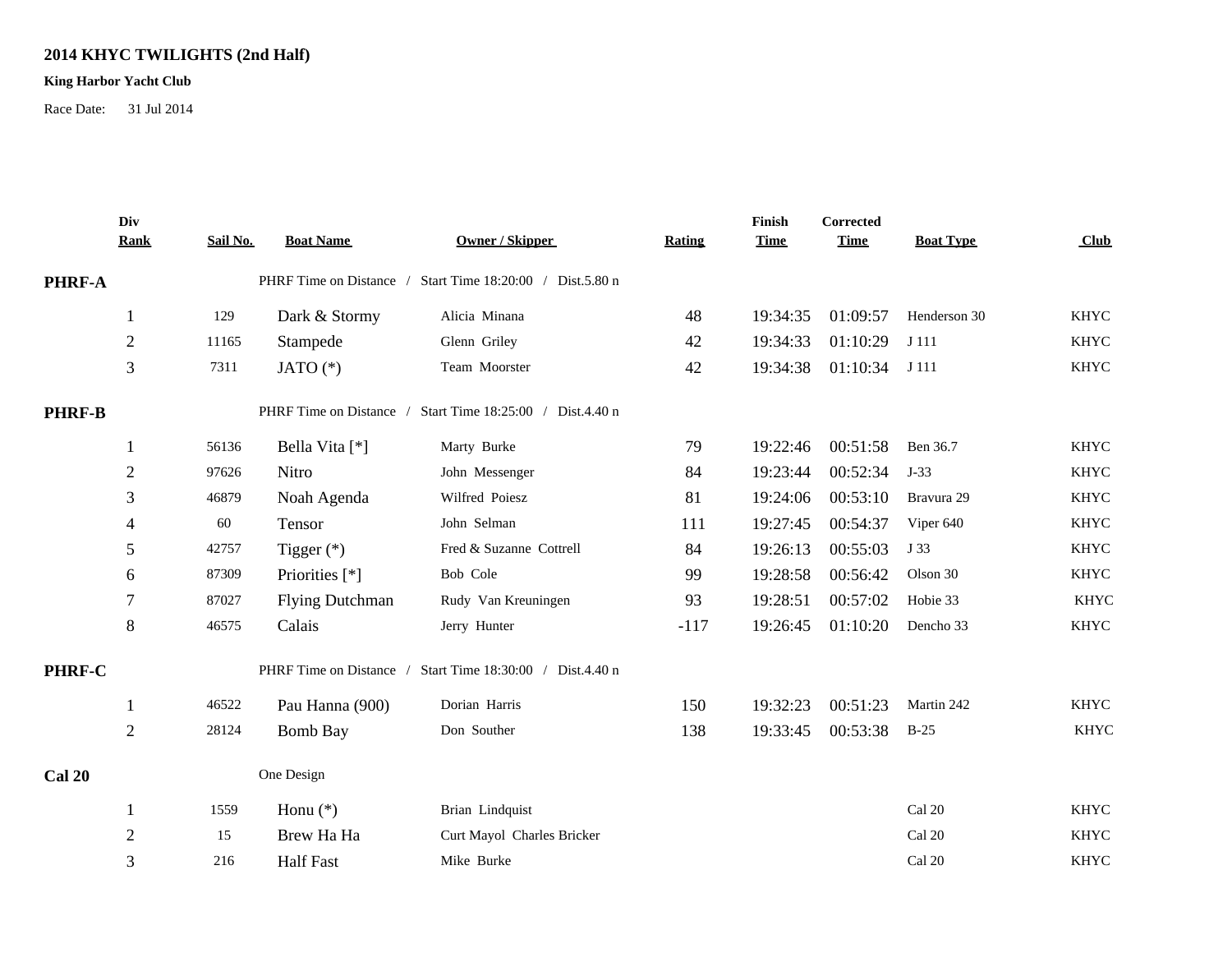# 2014 KHYC TWILIGHTS (2nd Half)

**King Harbor Yacht Club**

Race Date: 31 Jul 2014

| Div Rank | Sail No. | Boat Name | Owner / Skipper | Rating | Finish Time | Corrected Time | Boat Type | Club |
|---|---|---|---|---|---|---|---|---|
| **PHRF-A** | | PHRF Time on Distance / Start Time 18:20:00 / Dist.5.80 n | | | | | | |
| 1 | 129 | Dark & Stormy | Alicia Minana | 48 | 19:34:35 | 01:09:57 | Henderson 30 | KHYC |
| 2 | 11165 | Stampede | Glenn Griley | 42 | 19:34:33 | 01:10:29 | J 111 | KHYC |
| 3 | 7311 | JATO (*) | Team Moorster | 42 | 19:34:38 | 01:10:34 | J 111 | KHYC |
| **PHRF-B** | | PHRF Time on Distance / Start Time 18:25:00 / Dist.4.40 n | | | | | | |
| 1 | 56136 | Bella Vita [*] | Marty Burke | 79 | 19:22:46 | 00:51:58 | Ben 36.7 | KHYC |
| 2 | 97626 | Nitro | John Messenger | 84 | 19:23:44 | 00:52:34 | J-33 | KHYC |
| 3 | 46879 | Noah Agenda | Wilfred Poiesz | 81 | 19:24:06 | 00:53:10 | Bravura 29 | KHYC |
| 4 | 60 | Tensor | John Selman | 111 | 19:27:45 | 00:54:37 | Viper 640 | KHYC |
| 5 | 42757 | Tigger (*) | Fred & Suzanne Cottrell | 84 | 19:26:13 | 00:55:03 | J 33 | KHYC |
| 6 | 87309 | Priorities [*] | Bob Cole | 99 | 19:28:58 | 00:56:42 | Olson 30 | KHYC |
| 7 | 87027 | Flying Dutchman | Rudy Van Kreuningen | 93 | 19:28:51 | 00:57:02 | Hobie 33 | KHYC |
| 8 | 46575 | Calais | Jerry Hunter | -117 | 19:26:45 | 01:10:20 | Dencho 33 | KHYC |
| **PHRF-C** | | PHRF Time on Distance / Start Time 18:30:00 / Dist.4.40 n | | | | | | |
| 1 | 46522 | Pau Hanna (900) | Dorian Harris | 150 | 19:32:23 | 00:51:23 | Martin 242 | KHYC |
| 2 | 28124 | Bomb Bay | Don Souther | 138 | 19:33:45 | 00:53:38 | B-25 | KHYC |
| **Cal 20** | | One Design | | | | | | |
| 1 | 1559 | Honu (*) | Brian Lindquist | | | | Cal 20 | KHYC |
| 2 | 15 | Brew Ha Ha | Curt Mayol Charles Bricker | | | | Cal 20 | KHYC |
| 3 | 216 | Half Fast | Mike Burke | | | | Cal 20 | KHYC |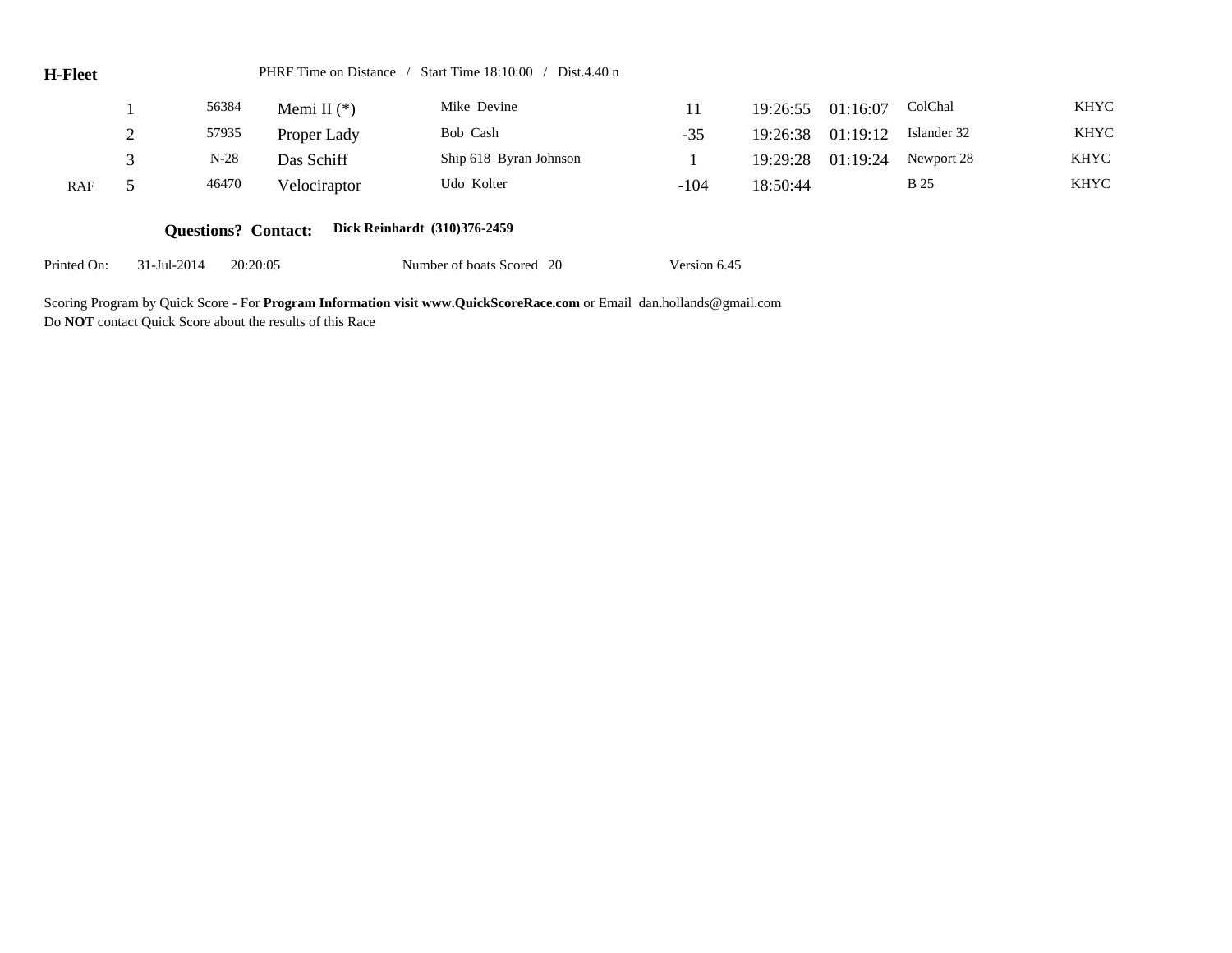**H-Fleet** PHRF Time on Distance / Start Time 18:10:00 / Dist.4.40 n

| | | | | | | | | | |
|---|---|---|---|---|---|---|---|---|---|
| | 1 | 56384 | Memi II (*) | Mike Devine | 11 | 19:26:55 | 01:16:07 | ColChal | KHYC |
| | 2 | 57935 | Proper Lady | Bob Cash | -35 | 19:26:38 | 01:19:12 | Islander 32 | KHYC |
| | 3 | N-28 | Das Schiff | Ship 618 Byran Johnson | 1 | 19:29:28 | 01:19:24 | Newport 28 | KHYC |
| RAF | 5 | 46470 | Velociraptor | Udo Kolter | -104 | 18:50:44 | | B 25 | KHYC |

**Questions? Contact:** **Dick Reinhardt (310)376-2459**

Printed On: 31-Jul-2014 20:20:05 Number of boats Scored 20 Version 6.45

Scoring Program by Quick Score - For **Program Information visit www.QuickScoreRace.com** or Email dan.hollands@gmail.com
Do **NOT** contact Quick Score about the results of this Race